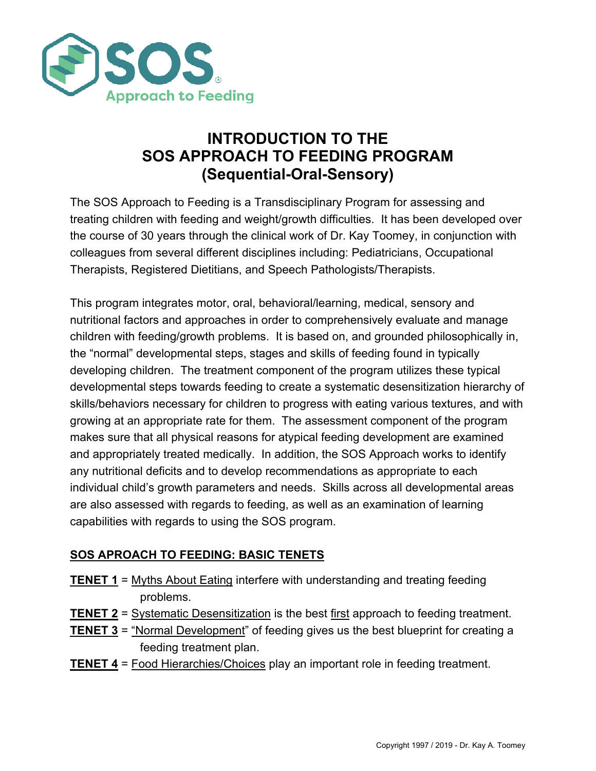# INTRODUCTION TO THE SOS APPROACH TO FEEDING PROGRAM (Sequential-Oral-Sensory)

The SOS Approach to Feeding is a Transdisciplinary Program for assessing and treating children with feeding and weight/growth difficulties. It has been developed over the course of 30 years through the clinical work of Dr. Kay Toomey, in conjunction with colleagues from several different disciplines including: Pediatricians, Occupational Therapists, Registered Dietitians, and Speech Pathologists/Therapists.

This program integrates motor, oral, behavioral/learning, medical, sensory and nutritional factors and approaches in order to comprehensively evaluate and manage children with feeding/growth problems. It is based on, and grounded philosophically in, the "normal" developmental steps, stages and skills of feeding found in typically developing children. The treatment component of the program utilizes these typical developmental steps towards feeding to create a systematic desensitization hierarchy of skills/behaviors necessary for children to progress with eating various textures, and with growing at an appropriate rate for them. The assessment component of the program makes sure that all physical reasons for atypical feeding development are examined and appropriately treated medically. In addition, the SOS Approach works to identify any nutritional deficits and to develop recommendations as appropriate to each individual child's growth parameters and needs. Skills across all developmental areas are also assessed with regards to feeding, as well as an examination of learning capabilities with regards to using the SOS program.

## SOS APROACH TO FEEDING: BASIC TENETS

**TENET 1** = Myths About Eating interfere with understanding and treating feeding problems.

**TENET 2** = Systematic Desensitization is the best first approach to feeding treatment.

**TENET 3** = "Normal Development" of feeding gives us the best blueprint for creating a feeding treatment plan.

**TENET 4** = Food Hierarchies/Choices play an important role in feeding treatment.

Copyright 1997 / 2019 - Dr. Kay A. Toomey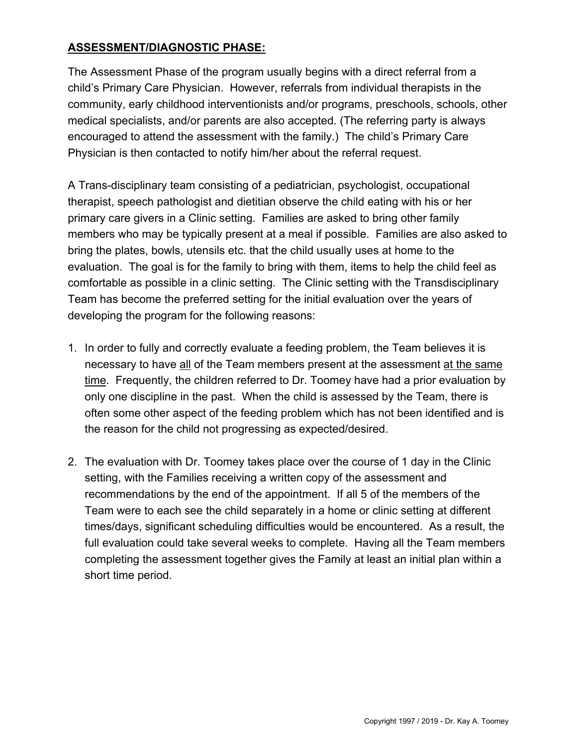## ASSESSMENT/DIAGNOSTIC PHASE:

The Assessment Phase of the program usually begins with a direct referral from a child's Primary Care Physician. However, referrals from individual therapists in the community, early childhood interventionists and/or programs, preschools, schools, other medical specialists, and/or parents are also accepted. (The referring party is always encouraged to attend the assessment with the family.) The child's Primary Care Physician is then contacted to notify him/her about the referral request.

A Trans-disciplinary team consisting of a pediatrician, psychologist, occupational therapist, speech pathologist and dietitian observe the child eating with his or her primary care givers in a Clinic setting. Families are asked to bring other family members who may be typically present at a meal if possible. Families are also asked to bring the plates, bowls, utensils etc. that the child usually uses at home to the evaluation. The goal is for the family to bring with them, items to help the child feel as comfortable as possible in a clinic setting. The Clinic setting with the Transdisciplinary Team has become the preferred setting for the initial evaluation over the years of developing the program for the following reasons:

1. In order to fully and correctly evaluate a feeding problem, the Team believes it is necessary to have <u>all</u> of the Team members present at the assessment <u>at the same time</u>. Frequently, the children referred to Dr. Toomey have had a prior evaluation by only one discipline in the past. When the child is assessed by the Team, there is often some other aspect of the feeding problem which has not been identified and is the reason for the child not progressing as expected/desired.

2. The evaluation with Dr. Toomey takes place over the course of 1 day in the Clinic setting, with the Families receiving a written copy of the assessment and recommendations by the end of the appointment. If all 5 of the members of the Team were to each see the child separately in a home or clinic setting at different times/days, significant scheduling difficulties would be encountered. As a result, the full evaluation could take several weeks to complete. Having all the Team members completing the assessment together gives the Family at least an initial plan within a short time period.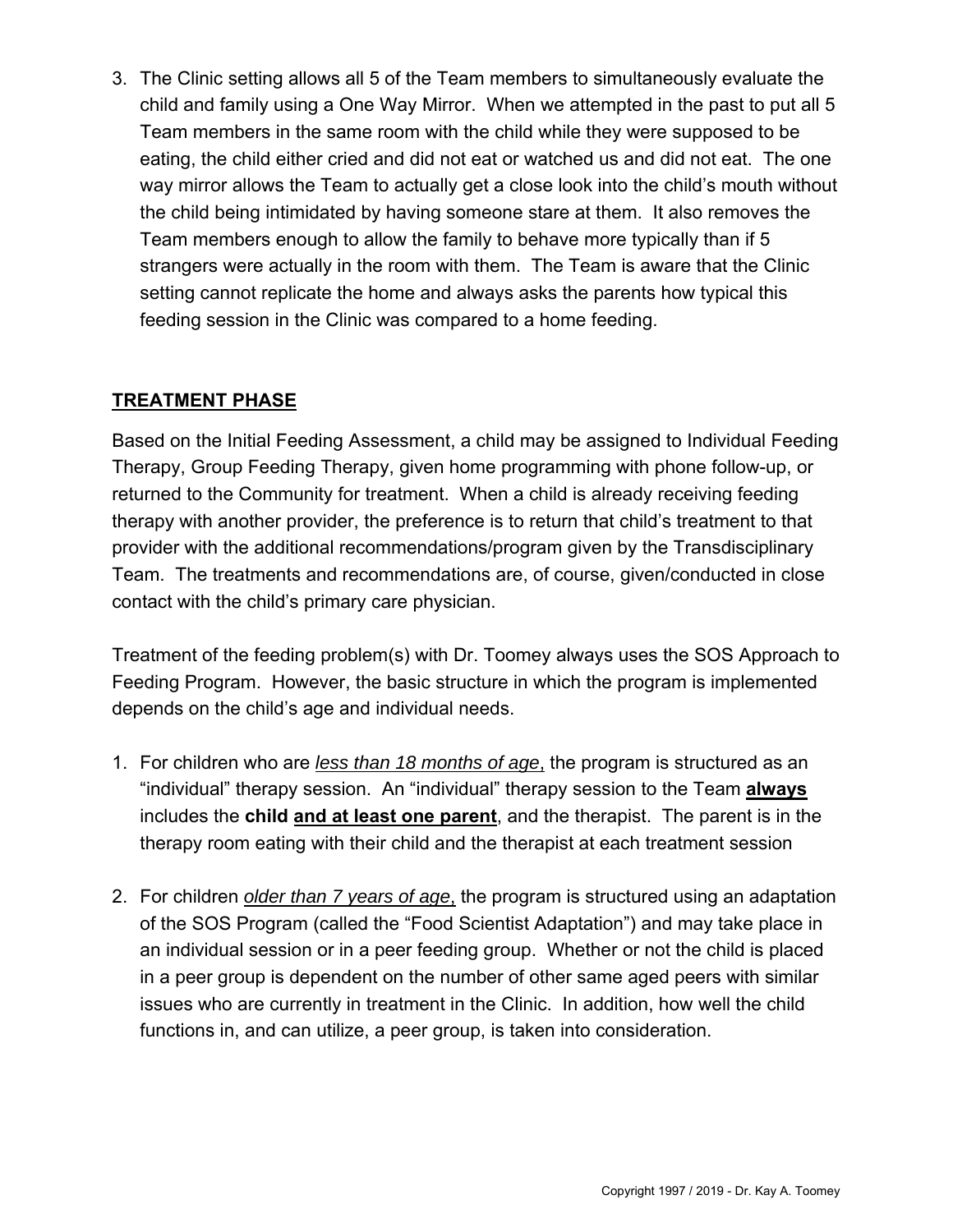3. The Clinic setting allows all 5 of the Team members to simultaneously evaluate the child and family using a One Way Mirror. When we attempted in the past to put all 5 Team members in the same room with the child while they were supposed to be eating, the child either cried and did not eat or watched us and did not eat. The one way mirror allows the Team to actually get a close look into the child's mouth without the child being intimidated by having someone stare at them. It also removes the Team members enough to allow the family to behave more typically than if 5 strangers were actually in the room with them. The Team is aware that the Clinic setting cannot replicate the home and always asks the parents how typical this feeding session in the Clinic was compared to a home feeding.

## <u>TREATMENT PHASE</u>

Based on the Initial Feeding Assessment, a child may be assigned to Individual Feeding Therapy, Group Feeding Therapy, given home programming with phone follow-up, or returned to the Community for treatment. When a child is already receiving feeding therapy with another provider, the preference is to return that child's treatment to that provider with the additional recommendations/program given by the Transdisciplinary Team. The treatments and recommendations are, of course, given/conducted in close contact with the child's primary care physician.

Treatment of the feeding problem(s) with Dr. Toomey always uses the SOS Approach to Feeding Program. However, the basic structure in which the program is implemented depends on the child's age and individual needs.

1. For children who are <u>*less than 18 months of age*</u>, the program is structured as an "individual" therapy session. An "individual" therapy session to the Team **<u>always</u>** includes the **child <u>and at least one parent</u>**, and the therapist. The parent is in the therapy room eating with their child and the therapist at each treatment session

2. For children <u>*older than 7 years of age*</u>, the program is structured using an adaptation of the SOS Program (called the "Food Scientist Adaptation") and may take place in an individual session or in a peer feeding group. Whether or not the child is placed in a peer group is dependent on the number of other same aged peers with similar issues who are currently in treatment in the Clinic. In addition, how well the child functions in, and can utilize, a peer group, is taken into consideration.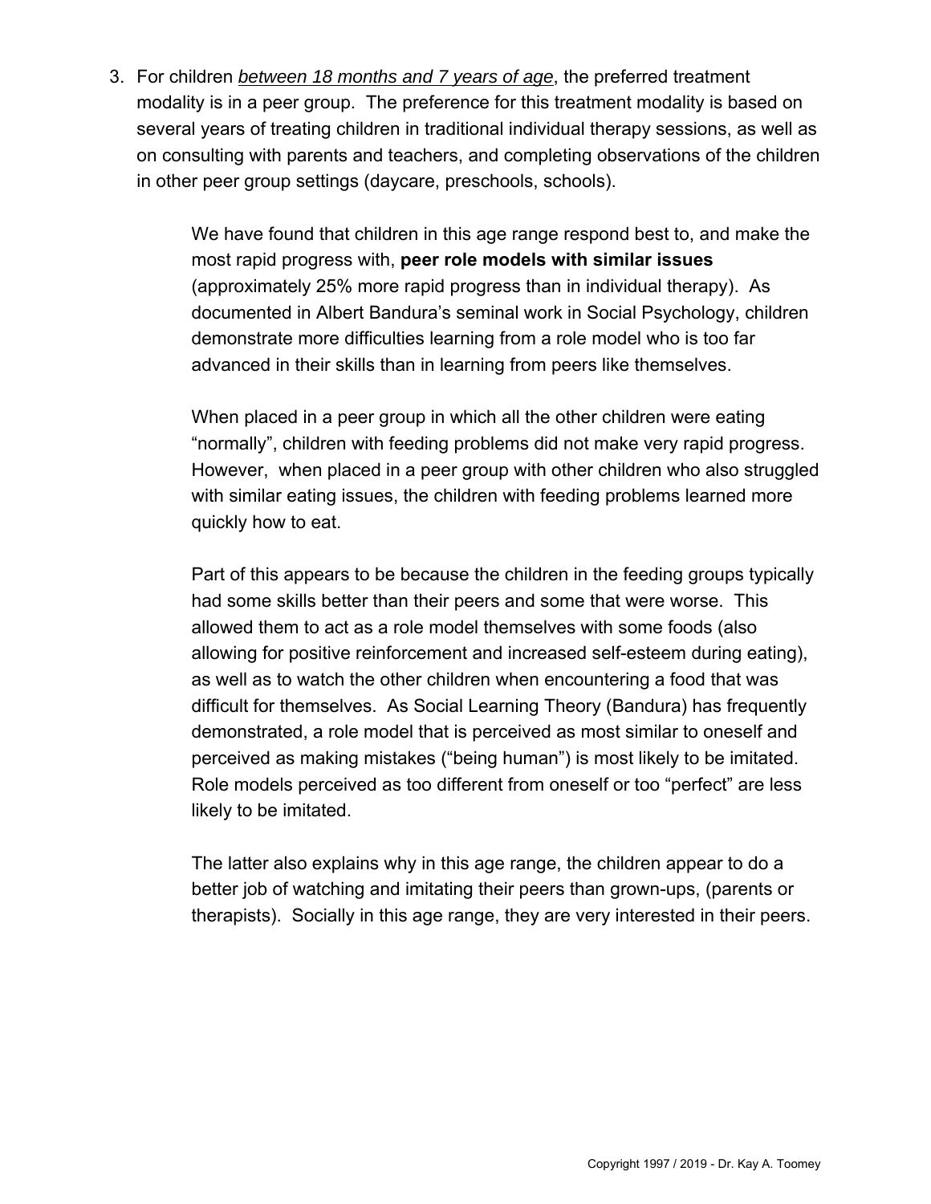3. For children *between 18 months and 7 years of age*, the preferred treatment modality is in a peer group. The preference for this treatment modality is based on several years of treating children in traditional individual therapy sessions, as well as on consulting with parents and teachers, and completing observations of the children in other peer group settings (daycare, preschools, schools).

   We have found that children in this age range respond best to, and make the most rapid progress with, **peer role models with similar issues** (approximately 25% more rapid progress than in individual therapy). As documented in Albert Bandura's seminal work in Social Psychology, children demonstrate more difficulties learning from a role model who is too far advanced in their skills than in learning from peers like themselves.

   When placed in a peer group in which all the other children were eating "normally", children with feeding problems did not make very rapid progress. However, when placed in a peer group with other children who also struggled with similar eating issues, the children with feeding problems learned more quickly how to eat.

   Part of this appears to be because the children in the feeding groups typically had some skills better than their peers and some that were worse. This allowed them to act as a role model themselves with some foods (also allowing for positive reinforcement and increased self-esteem during eating), as well as to watch the other children when encountering a food that was difficult for themselves. As Social Learning Theory (Bandura) has frequently demonstrated, a role model that is perceived as most similar to oneself and perceived as making mistakes ("being human") is most likely to be imitated. Role models perceived as too different from oneself or too "perfect" are less likely to be imitated.

   The latter also explains why in this age range, the children appear to do a better job of watching and imitating their peers than grown-ups, (parents or therapists). Socially in this age range, they are very interested in their peers.

Copyright 1997 / 2019 - Dr. Kay A. Toomey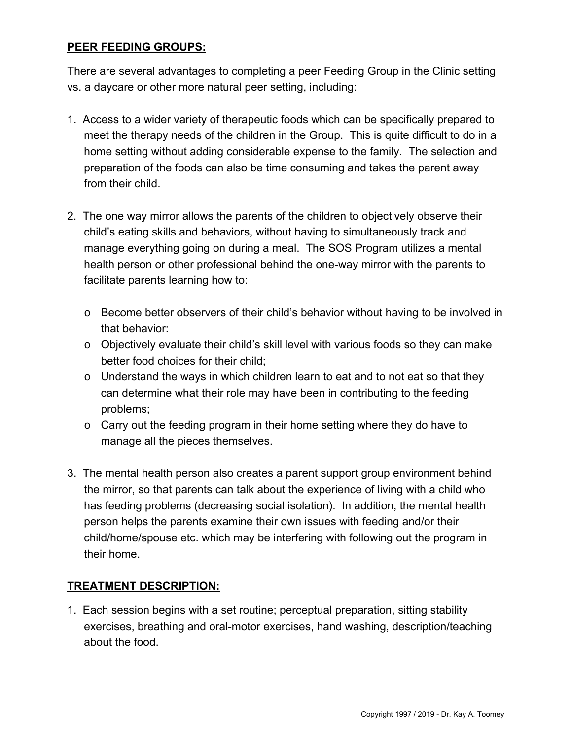## **PEER FEEDING GROUPS:**

There are several advantages to completing a peer Feeding Group in the Clinic setting vs. a daycare or other more natural peer setting, including:

1. Access to a wider variety of therapeutic foods which can be specifically prepared to meet the therapy needs of the children in the Group. This is quite difficult to do in a home setting without adding considerable expense to the family. The selection and preparation of the foods can also be time consuming and takes the parent away from their child.

2. The one way mirror allows the parents of the children to objectively observe their child's eating skills and behaviors, without having to simultaneously track and manage everything going on during a meal. The SOS Program utilizes a mental health person or other professional behind the one-way mirror with the parents to facilitate parents learning how to:

   - Become better observers of their child's behavior without having to be involved in that behavior:
   - Objectively evaluate their child's skill level with various foods so they can make better food choices for their child;
   - Understand the ways in which children learn to eat and to not eat so that they can determine what their role may have been in contributing to the feeding problems;
   - Carry out the feeding program in their home setting where they do have to manage all the pieces themselves.

3. The mental health person also creates a parent support group environment behind the mirror, so that parents can talk about the experience of living with a child who has feeding problems (decreasing social isolation). In addition, the mental health person helps the parents examine their own issues with feeding and/or their child/home/spouse etc. which may be interfering with following out the program in their home.

## **TREATMENT DESCRIPTION:**

1. Each session begins with a set routine; perceptual preparation, sitting stability exercises, breathing and oral-motor exercises, hand washing, description/teaching about the food.

Copyright 1997 / 2019 - Dr. Kay A. Toomey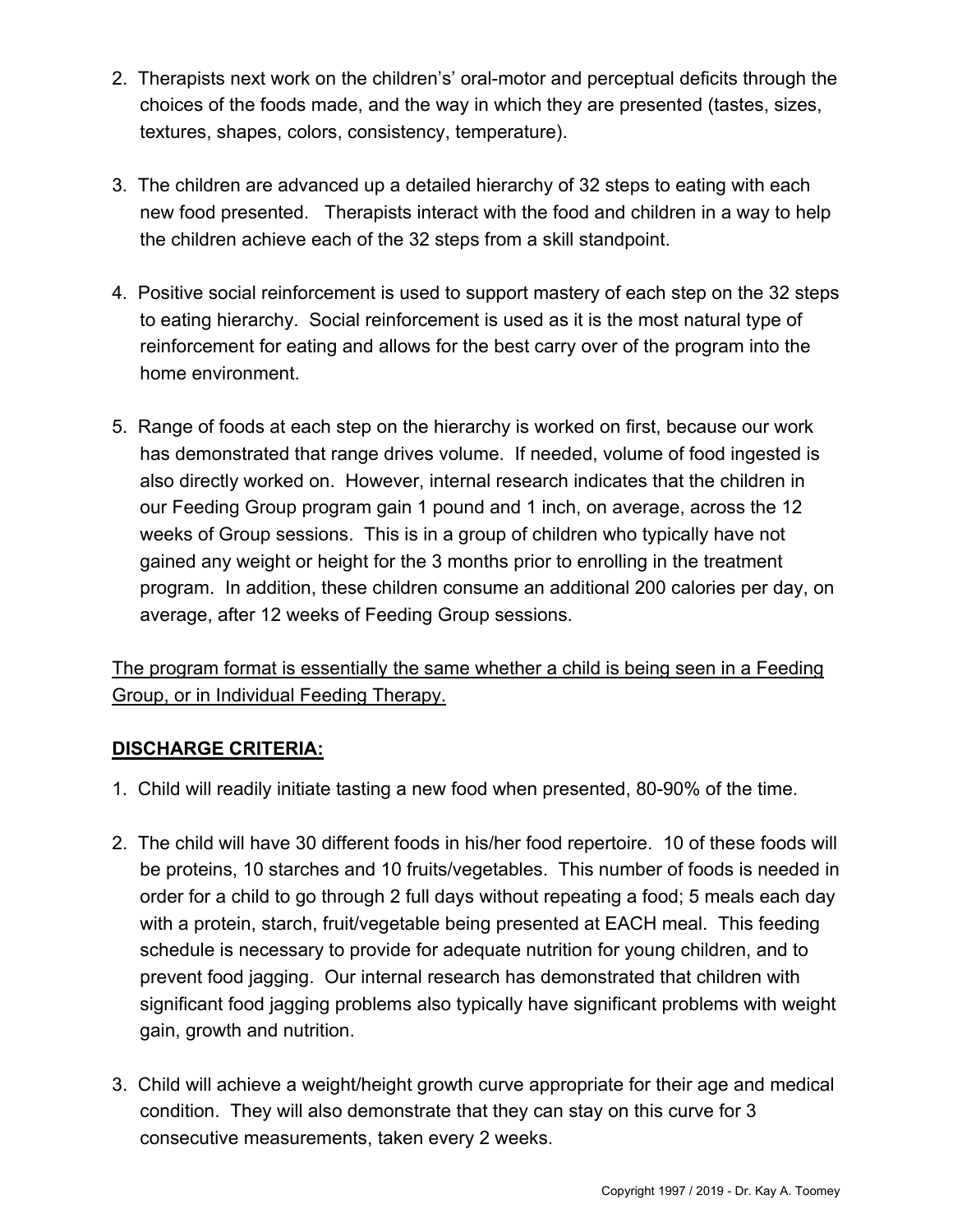2. Therapists next work on the children's' oral-motor and perceptual deficits through the choices of the foods made, and the way in which they are presented (tastes, sizes, textures, shapes, colors, consistency, temperature).

3. The children are advanced up a detailed hierarchy of 32 steps to eating with each new food presented. Therapists interact with the food and children in a way to help the children achieve each of the 32 steps from a skill standpoint.

4. Positive social reinforcement is used to support mastery of each step on the 32 steps to eating hierarchy. Social reinforcement is used as it is the most natural type of reinforcement for eating and allows for the best carry over of the program into the home environment.

5. Range of foods at each step on the hierarchy is worked on first, because our work has demonstrated that range drives volume. If needed, volume of food ingested is also directly worked on. However, internal research indicates that the children in our Feeding Group program gain 1 pound and 1 inch, on average, across the 12 weeks of Group sessions. This is in a group of children who typically have not gained any weight or height for the 3 months prior to enrolling in the treatment program. In addition, these children consume an additional 200 calories per day, on average, after 12 weeks of Feeding Group sessions.

<u>The program format is essentially the same whether a child is being seen in a Feeding Group, or in Individual Feeding Therapy.</u>

## DISCHARGE CRITERIA:

1. Child will readily initiate tasting a new food when presented, 80-90% of the time.

2. The child will have 30 different foods in his/her food repertoire. 10 of these foods will be proteins, 10 starches and 10 fruits/vegetables. This number of foods is needed in order for a child to go through 2 full days without repeating a food; 5 meals each day with a protein, starch, fruit/vegetable being presented at EACH meal. This feeding schedule is necessary to provide for adequate nutrition for young children, and to prevent food jagging. Our internal research has demonstrated that children with significant food jagging problems also typically have significant problems with weight gain, growth and nutrition.

3. Child will achieve a weight/height growth curve appropriate for their age and medical condition. They will also demonstrate that they can stay on this curve for 3 consecutive measurements, taken every 2 weeks.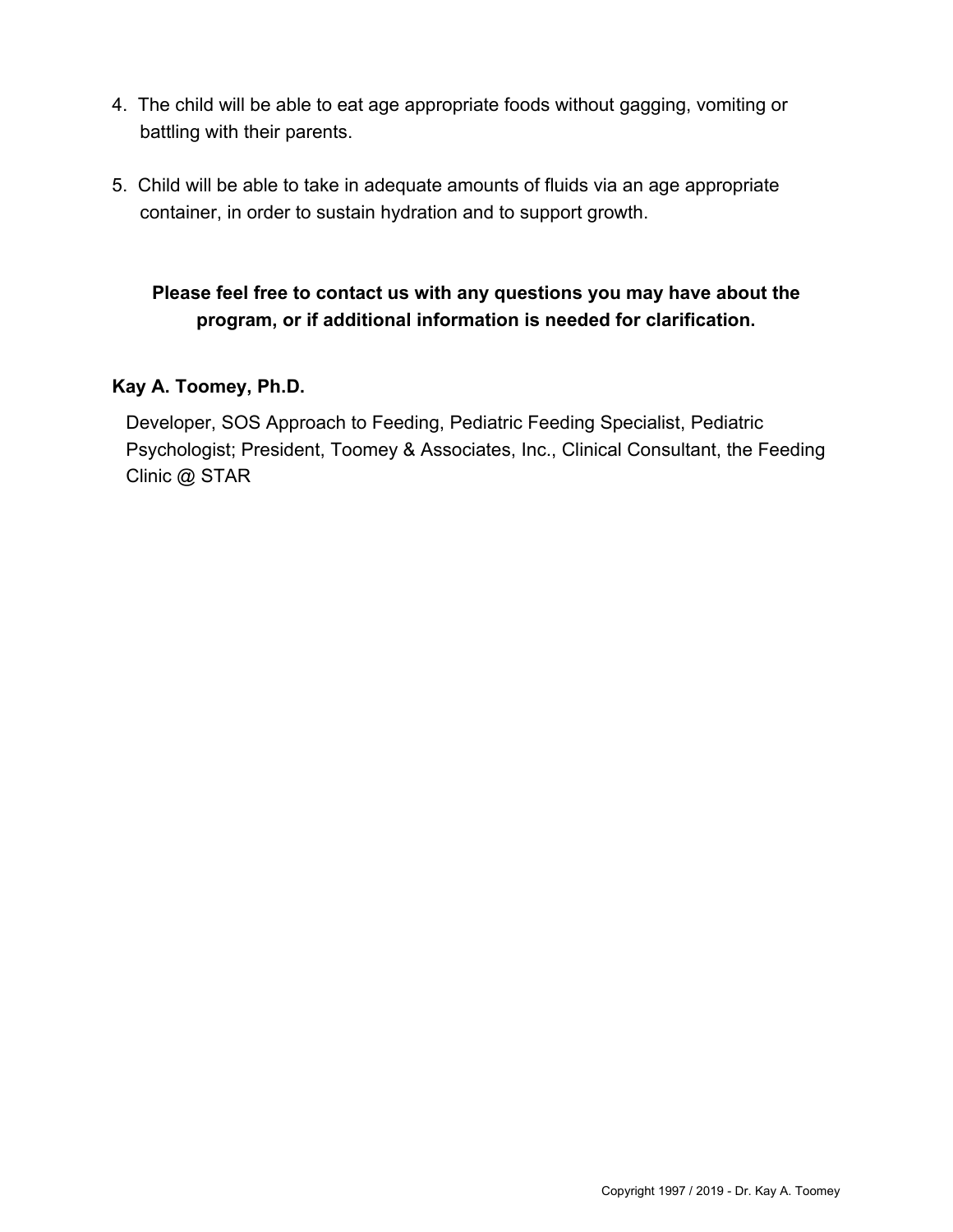4. The child will be able to eat age appropriate foods without gagging, vomiting or battling with their parents.

5. Child will be able to take in adequate amounts of fluids via an age appropriate container, in order to sustain hydration and to support growth.

**Please feel free to contact us with any questions you may have about the program, or if additional information is needed for clarification.**

**Kay A. Toomey, Ph.D.**

Developer, SOS Approach to Feeding, Pediatric Feeding Specialist, Pediatric Psychologist; President, Toomey & Associates, Inc., Clinical Consultant, the Feeding Clinic @ STAR

Copyright 1997 / 2019 - Dr. Kay A. Toomey